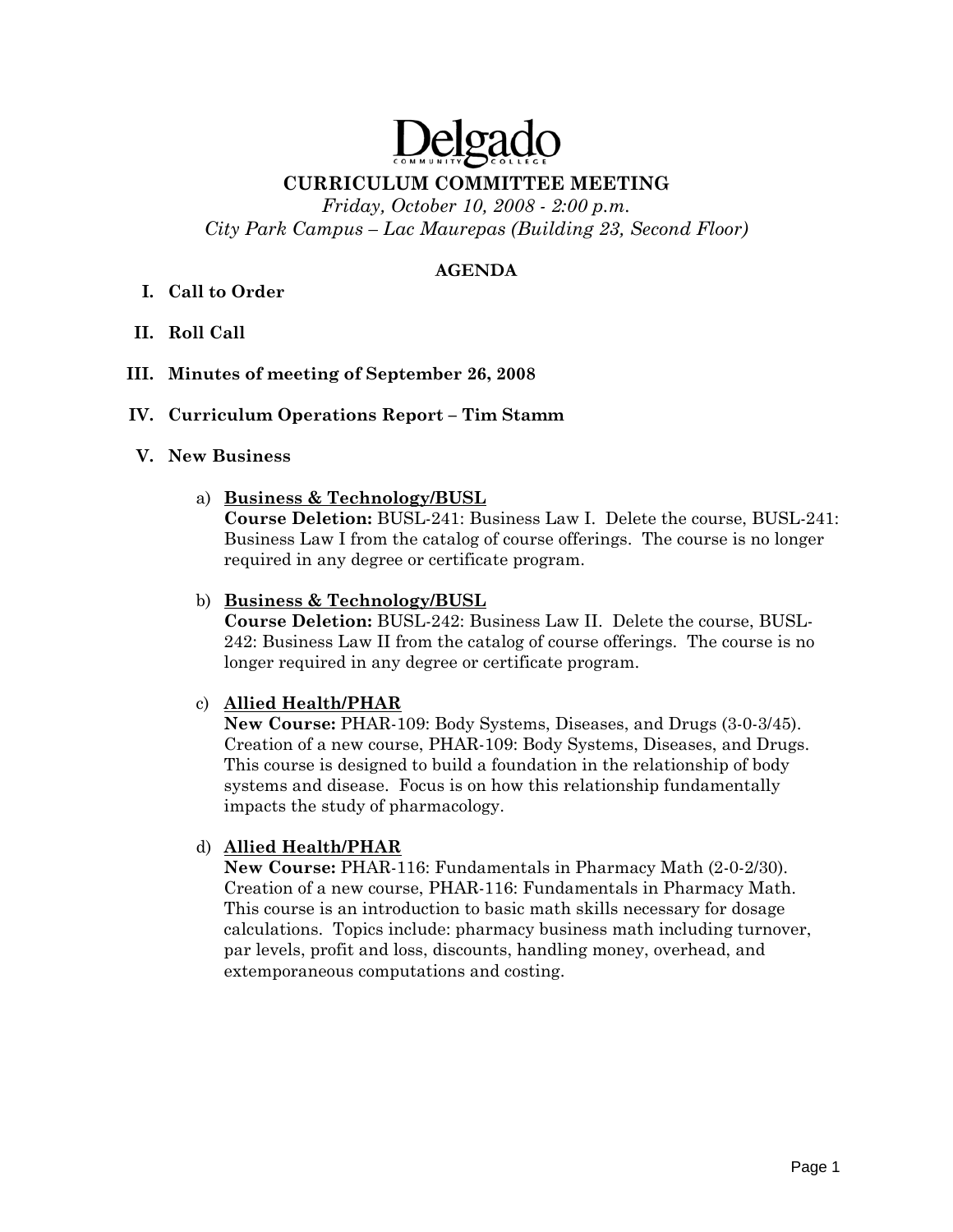# Delgado

## CURRICULUM COMMITTEE MEETING

*Friday, October 10, 2008 - 2:00 p.m.*
*City Park Campus – Lac Maurepas (Building 23, Second Floor)*

### AGENDA

I. **Call to Order**

II. **Roll Call**

III. **Minutes of meeting of September 26, 2008**

IV. **Curriculum Operations Report – Tim Stamm**

V. **New Business**

a) **Business & Technology/BUSL**
**Course Deletion:** BUSL-241: Business Law I. Delete the course, BUSL-241: Business Law I from the catalog of course offerings. The course is no longer required in any degree or certificate program.

b) **Business & Technology/BUSL**
**Course Deletion:** BUSL-242: Business Law II. Delete the course, BUSL-242: Business Law II from the catalog of course offerings. The course is no longer required in any degree or certificate program.

c) **Allied Health/PHAR**
**New Course:** PHAR-109: Body Systems, Diseases, and Drugs (3-0-3/45). Creation of a new course, PHAR-109: Body Systems, Diseases, and Drugs. This course is designed to build a foundation in the relationship of body systems and disease. Focus is on how this relationship fundamentally impacts the study of pharmacology.

d) **Allied Health/PHAR**
**New Course:** PHAR-116: Fundamentals in Pharmacy Math (2-0-2/30). Creation of a new course, PHAR-116: Fundamentals in Pharmacy Math. This course is an introduction to basic math skills necessary for dosage calculations. Topics include: pharmacy business math including turnover, par levels, profit and loss, discounts, handling money, overhead, and extemporaneous computations and costing.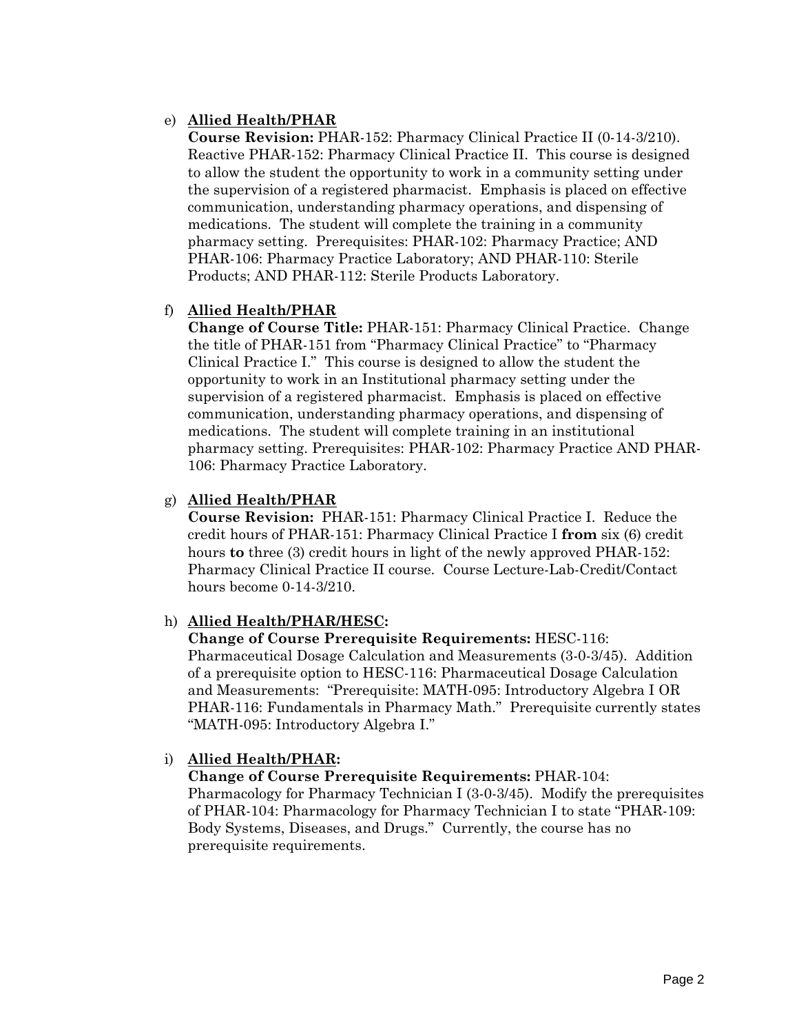e) **Allied Health/PHAR**
**Course Revision:** PHAR-152: Pharmacy Clinical Practice II (0-14-3/210). Reactive PHAR-152: Pharmacy Clinical Practice II. This course is designed to allow the student the opportunity to work in a community setting under the supervision of a registered pharmacist. Emphasis is placed on effective communication, understanding pharmacy operations, and dispensing of medications. The student will complete the training in a community pharmacy setting. Prerequisites: PHAR-102: Pharmacy Practice; AND PHAR-106: Pharmacy Practice Laboratory; AND PHAR-110: Sterile Products; AND PHAR-112: Sterile Products Laboratory.

f) **Allied Health/PHAR**
**Change of Course Title:** PHAR-151: Pharmacy Clinical Practice. Change the title of PHAR-151 from "Pharmacy Clinical Practice" to "Pharmacy Clinical Practice I." This course is designed to allow the student the opportunity to work in an Institutional pharmacy setting under the supervision of a registered pharmacist. Emphasis is placed on effective communication, understanding pharmacy operations, and dispensing of medications. The student will complete training in an institutional pharmacy setting. Prerequisites: PHAR-102: Pharmacy Practice AND PHAR-106: Pharmacy Practice Laboratory.

g) **Allied Health/PHAR**
**Course Revision:** PHAR-151: Pharmacy Clinical Practice I. Reduce the credit hours of PHAR-151: Pharmacy Clinical Practice I **from** six (6) credit hours **to** three (3) credit hours in light of the newly approved PHAR-152: Pharmacy Clinical Practice II course. Course Lecture-Lab-Credit/Contact hours become 0-14-3/210.

h) **Allied Health/PHAR/HESC:**
**Change of Course Prerequisite Requirements:** HESC-116: Pharmaceutical Dosage Calculation and Measurements (3-0-3/45). Addition of a prerequisite option to HESC-116: Pharmaceutical Dosage Calculation and Measurements: "Prerequisite: MATH-095: Introductory Algebra I OR PHAR-116: Fundamentals in Pharmacy Math." Prerequisite currently states "MATH-095: Introductory Algebra I."

i) **Allied Health/PHAR:**
**Change of Course Prerequisite Requirements:** PHAR-104: Pharmacology for Pharmacy Technician I (3-0-3/45). Modify the prerequisites of PHAR-104: Pharmacology for Pharmacy Technician I to state "PHAR-109: Body Systems, Diseases, and Drugs." Currently, the course has no prerequisite requirements.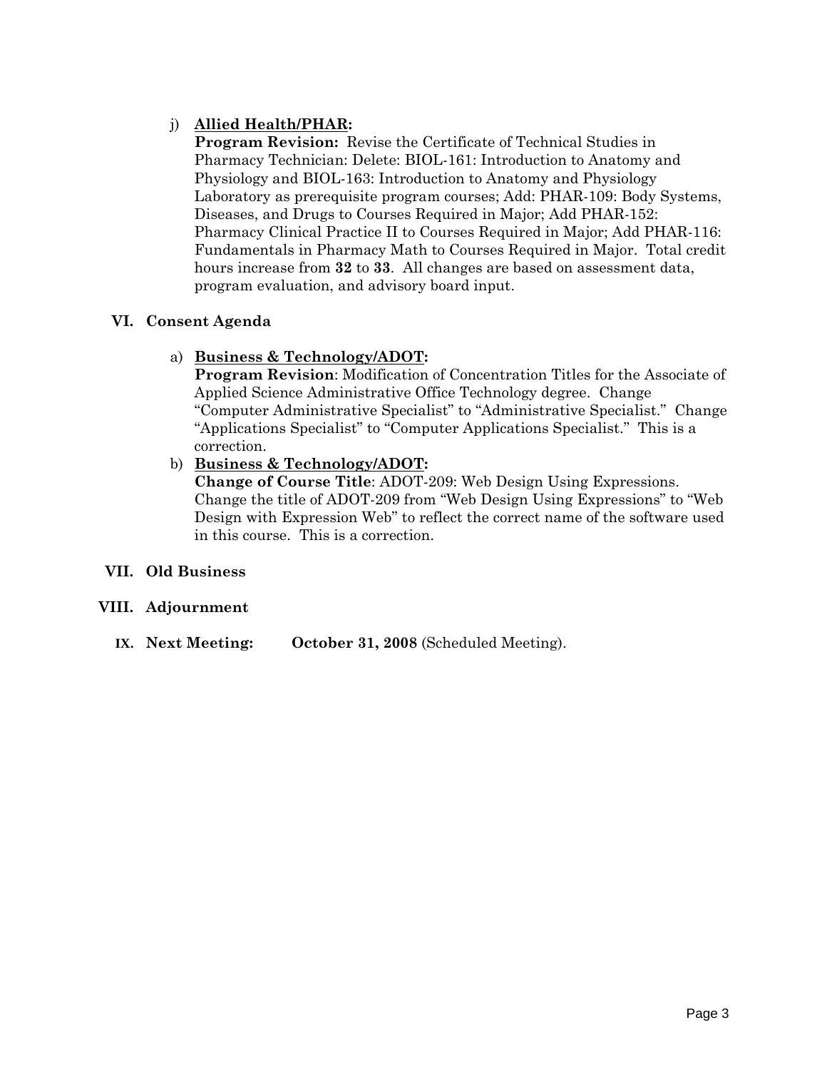j) **Allied Health/PHAR:**
**Program Revision:** Revise the Certificate of Technical Studies in Pharmacy Technician: Delete: BIOL-161: Introduction to Anatomy and Physiology and BIOL-163: Introduction to Anatomy and Physiology Laboratory as prerequisite program courses; Add: PHAR-109: Body Systems, Diseases, and Drugs to Courses Required in Major; Add PHAR-152: Pharmacy Clinical Practice II to Courses Required in Major; Add PHAR-116: Fundamentals in Pharmacy Math to Courses Required in Major. Total credit hours increase from **32** to **33**. All changes are based on assessment data, program evaluation, and advisory board input.

## VI. Consent Agenda

a) **Business & Technology/ADOT:**
**Program Revision**: Modification of Concentration Titles for the Associate of Applied Science Administrative Office Technology degree. Change "Computer Administrative Specialist" to "Administrative Specialist." Change "Applications Specialist" to "Computer Applications Specialist." This is a correction.

b) **Business & Technology/ADOT:**
**Change of Course Title**: ADOT-209: Web Design Using Expressions. Change the title of ADOT-209 from "Web Design Using Expressions" to "Web Design with Expression Web" to reflect the correct name of the software used in this course. This is a correction.

## VII. Old Business

## VIII. Adjournment

## IX. Next Meeting: **October 31, 2008** (Scheduled Meeting).